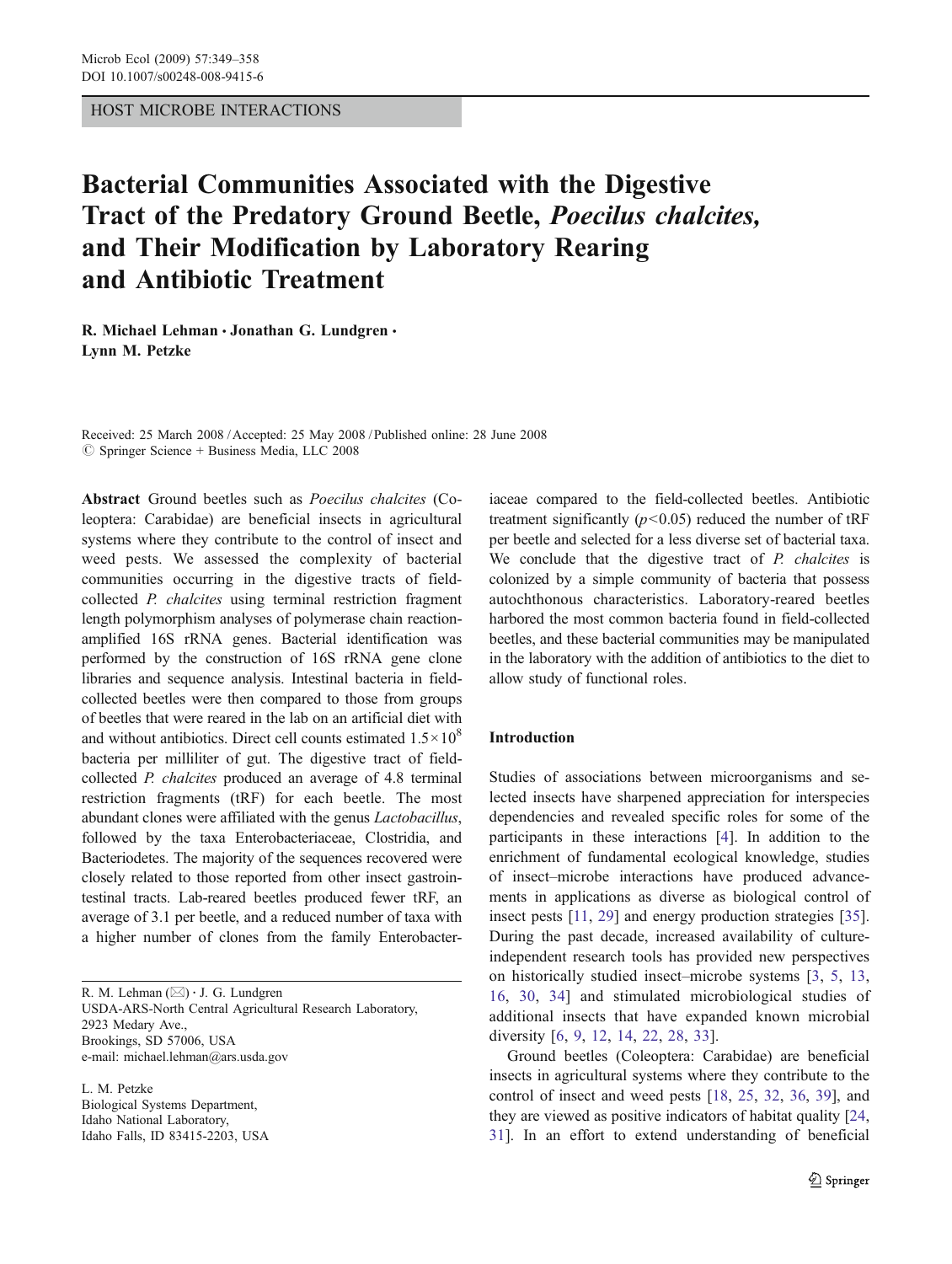HOST MICROBE INTERACTIONS

# Bacterial Communities Associated with the Digestive Tract of the Predatory Ground Beetle, *Poecilus chalcites*, and Their Modification by Laboratory Rearing and Antibiotic Treatment

**R. Michael Lehman · Jonathan G. Lundgren · Lynn M. Petzke**

Received: 25 March 2008 / Accepted: 25 May 2008 / Published online: 28 June 2008
© Springer Science + Business Media, LLC 2008

**Abstract** Ground beetles such as *Poecilus chalcites* (Coleoptera: Carabidae) are beneficial insects in agricultural systems where they contribute to the control of insect and weed pests. We assessed the complexity of bacterial communities occurring in the digestive tracts of field-collected *P. chalcites* using terminal restriction fragment length polymorphism analyses of polymerase chain reaction-amplified 16S rRNA genes. Bacterial identification was performed by the construction of 16S rRNA gene clone libraries and sequence analysis. Intestinal bacteria in field-collected beetles were then compared to those from groups of beetles that were reared in the lab on an artificial diet with and without antibiotics. Direct cell counts estimated $1.5 \times 10^8$ bacteria per milliliter of gut. The digestive tract of field-collected *P. chalcites* produced an average of 4.8 terminal restriction fragments (tRF) for each beetle. The most abundant clones were affiliated with the genus *Lactobacillus*, followed by the taxa Enterobacteriaceae, Clostridia, and Bacteriodetes. The majority of the sequences recovered were closely related to those reported from other insect gastrointestinal tracts. Lab-reared beetles produced fewer tRF, an average of 3.1 per beetle, and a reduced number of taxa with a higher number of clones from the family Enterobacteriaceae compared to the field-collected beetles. Antibiotic treatment significantly ($p<0.05$) reduced the number of tRF per beetle and selected for a less diverse set of bacterial taxa. We conclude that the digestive tract of *P. chalcites* is colonized by a simple community of bacteria that possess autochthonous characteristics. Laboratory-reared beetles harbored the most common bacteria found in field-collected beetles, and these bacterial communities may be manipulated in the laboratory with the addition of antibiotics to the diet to allow study of functional roles.

R. M. Lehman (✉) · J. G. Lundgren
USDA-ARS-North Central Agricultural Research Laboratory,
2923 Medary Ave.,
Brookings, SD 57006, USA
e-mail: michael.lehman@ars.usda.gov

L. M. Petzke
Biological Systems Department,
Idaho National Laboratory,
Idaho Falls, ID 83415-2203, USA

## Introduction

Studies of associations between microorganisms and selected insects have sharpened appreciation for interspecies dependencies and revealed specific roles for some of the participants in these interactions [4]. In addition to the enrichment of fundamental ecological knowledge, studies of insect–microbe interactions have produced advancements in applications as diverse as biological control of insect pests [11, 29] and energy production strategies [35]. During the past decade, increased availability of culture-independent research tools has provided new perspectives on historically studied insect–microbe systems [3, 5, 13, 16, 30, 34] and stimulated microbiological studies of additional insects that have expanded known microbial diversity [6, 9, 12, 14, 22, 28, 33].

Ground beetles (Coleoptera: Carabidae) are beneficial insects in agricultural systems where they contribute to the control of insect and weed pests [18, 25, 32, 36, 39], and they are viewed as positive indicators of habitat quality [24, 31]. In an effort to extend understanding of beneficial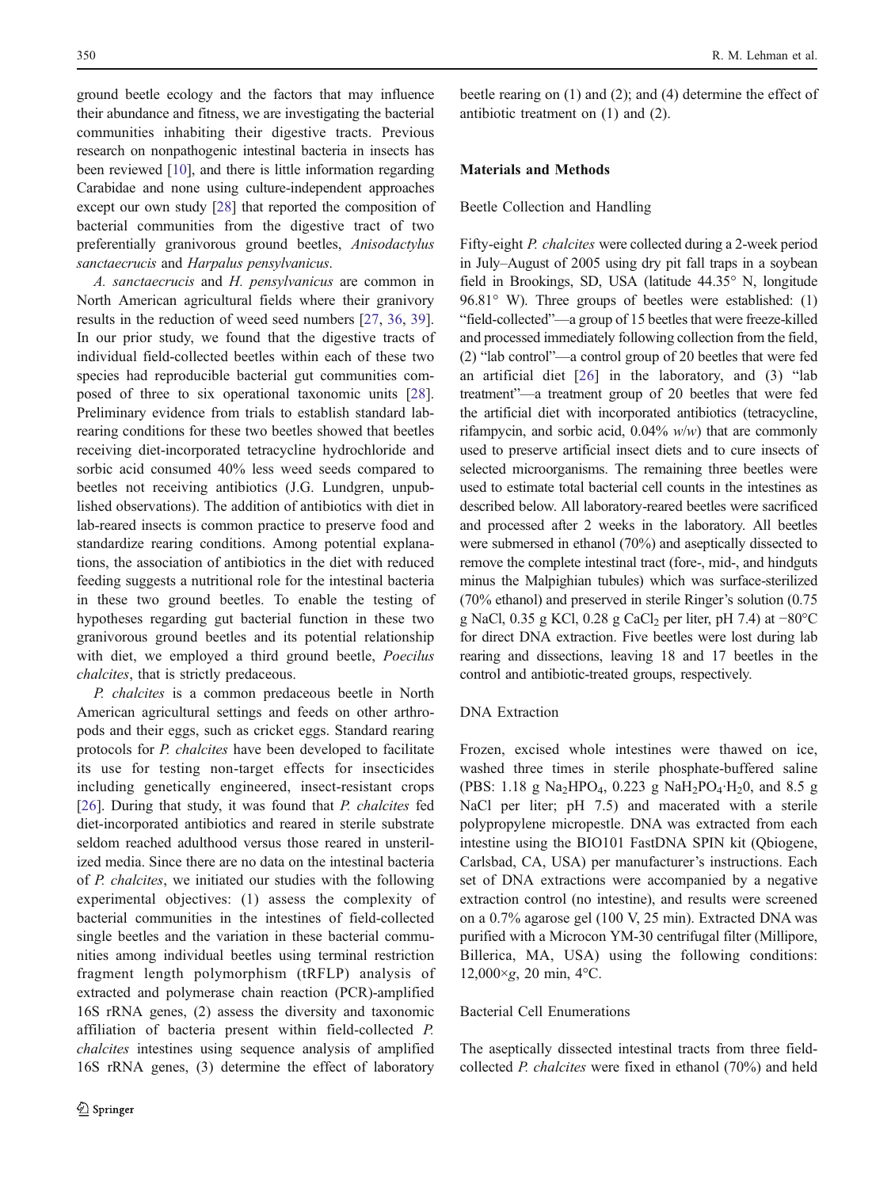ground beetle ecology and the factors that may influence their abundance and fitness, we are investigating the bacterial communities inhabiting their digestive tracts. Previous research on nonpathogenic intestinal bacteria in insects has been reviewed [10], and there is little information regarding Carabidae and none using culture-independent approaches except our own study [28] that reported the composition of bacterial communities from the digestive tract of two preferentially granivorous ground beetles, *Anisodactylus sanctaecrucis* and *Harpalus pensylvanicus*.

*A. sanctaecrucis* and *H. pensylvanicus* are common in North American agricultural fields where their granivory results in the reduction of weed seed numbers [27, 36, 39]. In our prior study, we found that the digestive tracts of individual field-collected beetles within each of these two species had reproducible bacterial gut communities composed of three to six operational taxonomic units [28]. Preliminary evidence from trials to establish standard lab-rearing conditions for these two beetles showed that beetles receiving diet-incorporated tetracycline hydrochloride and sorbic acid consumed 40% less weed seeds compared to beetles not receiving antibiotics (J.G. Lundgren, unpublished observations). The addition of antibiotics with diet in lab-reared insects is common practice to preserve food and standardize rearing conditions. Among potential explanations, the association of antibiotics in the diet with reduced feeding suggests a nutritional role for the intestinal bacteria in these two ground beetles. To enable the testing of hypotheses regarding gut bacterial function in these two granivorous ground beetles and its potential relationship with diet, we employed a third ground beetle, *Poecilus chalcites*, that is strictly predaceous.

*P. chalcites* is a common predaceous beetle in North American agricultural settings and feeds on other arthropods and their eggs, such as cricket eggs. Standard rearing protocols for *P. chalcites* have been developed to facilitate its use for testing non-target effects for insecticides including genetically engineered, insect-resistant crops [26]. During that study, it was found that *P. chalcites* fed diet-incorporated antibiotics and reared in sterile substrate seldom reached adulthood versus those reared in unsterilized media. Since there are no data on the intestinal bacteria of *P. chalcites*, we initiated our studies with the following experimental objectives: (1) assess the complexity of bacterial communities in the intestines of field-collected single beetles and the variation in these bacterial communities among individual beetles using terminal restriction fragment length polymorphism (tRFLP) analysis of extracted and polymerase chain reaction (PCR)-amplified 16S rRNA genes, (2) assess the diversity and taxonomic affiliation of bacteria present within field-collected *P. chalcites* intestines using sequence analysis of amplified 16S rRNA genes, (3) determine the effect of laboratory beetle rearing on (1) and (2); and (4) determine the effect of antibiotic treatment on (1) and (2).

## Materials and Methods

### Beetle Collection and Handling

Fifty-eight *P. chalcites* were collected during a 2-week period in July–August of 2005 using dry pit fall traps in a soybean field in Brookings, SD, USA (latitude 44.35° N, longitude 96.81° W). Three groups of beetles were established: (1) "field-collected"—a group of 15 beetles that were freeze-killed and processed immediately following collection from the field, (2) "lab control"—a control group of 20 beetles that were fed an artificial diet [26] in the laboratory, and (3) "lab treatment"—a treatment group of 20 beetles that were fed the artificial diet with incorporated antibiotics (tetracycline, rifampycin, and sorbic acid, 0.04% *w*/*w*) that are commonly used to preserve artificial insect diets and to cure insects of selected microorganisms. The remaining three beetles were used to estimate total bacterial cell counts in the intestines as described below. All laboratory-reared beetles were sacrificed and processed after 2 weeks in the laboratory. All beetles were submersed in ethanol (70%) and aseptically dissected to remove the complete intestinal tract (fore-, mid-, and hindguts minus the Malpighian tubules) which was surface-sterilized (70% ethanol) and preserved in sterile Ringer's solution (0.75 g NaCl, 0.35 g KCl, 0.28 g $CaCl_2$ per liter, pH 7.4) at −80°C for direct DNA extraction. Five beetles were lost during lab rearing and dissections, leaving 18 and 17 beetles in the control and antibiotic-treated groups, respectively.

### DNA Extraction

Frozen, excised whole intestines were thawed on ice, washed three times in sterile phosphate-buffered saline (PBS: 1.18 g $Na_2HPO_4$, 0.223 g $NaH_2PO_4{\cdot}H_2O$, and 8.5 g NaCl per liter; pH 7.5) and macerated with a sterile polypropylene micropestle. DNA was extracted from each intestine using the BIO101 FastDNA SPIN kit (Qbiogene, Carlsbad, CA, USA) per manufacturer's instructions. Each set of DNA extractions were accompanied by a negative extraction control (no intestine), and results were screened on a 0.7% agarose gel (100 V, 25 min). Extracted DNA was purified with a Microcon YM-30 centrifugal filter (Millipore, Billerica, MA, USA) using the following conditions: 12,000×*g*, 20 min, 4°C.

### Bacterial Cell Enumerations

The aseptically dissected intestinal tracts from three field-collected *P. chalcites* were fixed in ethanol (70%) and held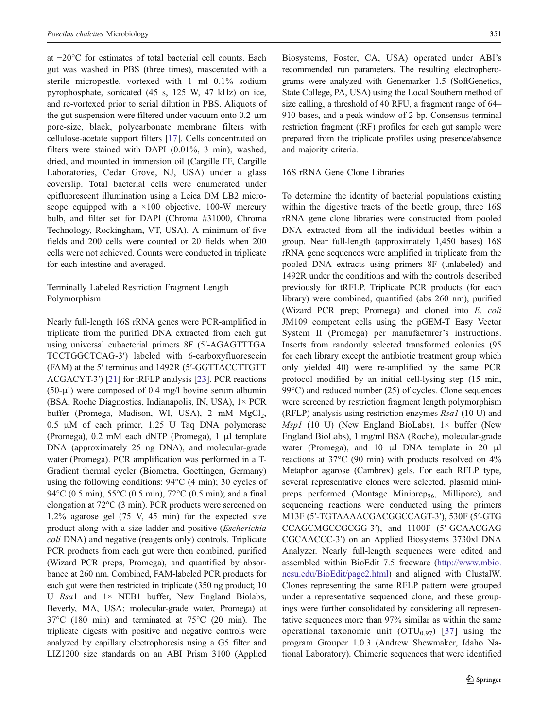at −20°C for estimates of total bacterial cell counts. Each gut was washed in PBS (three times), mascerated with a sterile micropestle, vortexed with 1 ml 0.1% sodium pyrophosphate, sonicated (45 s, 125 W, 47 kHz) on ice, and re-vortexed prior to serial dilution in PBS. Aliquots of the gut suspension were filtered under vacuum onto 0.2-μm pore-size, black, polycarbonate membrane filters with cellulose-acetate support filters [17]. Cells concentrated on filters were stained with DAPI (0.01%, 3 min), washed, dried, and mounted in immersion oil (Cargille FF, Cargille Laboratories, Cedar Grove, NJ, USA) under a glass coverslip. Total bacterial cells were enumerated under epifluorescent illumination using a Leica DM LB2 microscope equipped with a ×100 objective, 100-W mercury bulb, and filter set for DAPI (Chroma #31000, Chroma Technology, Rockingham, VT, USA). A minimum of five fields and 200 cells were counted or 20 fields when 200 cells were not achieved. Counts were conducted in triplicate for each intestine and averaged.

## Terminally Labeled Restriction Fragment Length Polymorphism

Nearly full-length 16S rRNA genes were PCR-amplified in triplicate from the purified DNA extracted from each gut using universal eubacterial primers 8F (5′-AGAGTTTGA TCCTGGCTCAG-3′) labeled with 6-carboxyfluorescein (FAM) at the 5′ terminus and 1492R (5′-GGTTACCTTGTT ACGACYT-3′) [21] for tRFLP analysis [23]. PCR reactions (50-μl) were composed of 0.4 mg/l bovine serum albumin (BSA; Roche Diagnostics, Indianapolis, IN, USA), 1× PCR buffer (Promega, Madison, WI, USA), 2 mM $MgCl_2$, 0.5 μM of each primer, 1.25 U Taq DNA polymerase (Promega), 0.2 mM each dNTP (Promega), 1 μl template DNA (approximately 25 ng DNA), and molecular-grade water (Promega). PCR amplification was performed in a T-Gradient thermal cycler (Biometra, Goettingen, Germany) using the following conditions: 94°C (4 min); 30 cycles of 94°C (0.5 min), 55°C (0.5 min), 72°C (0.5 min); and a final elongation at 72°C (3 min). PCR products were screened on 1.2% agarose gel (75 V, 45 min) for the expected size product along with a size ladder and positive (*Escherichia coli* DNA) and negative (reagents only) controls. Triplicate PCR products from each gut were then combined, purified (Wizard PCR preps, Promega), and quantified by absorbance at 260 nm. Combined, FAM-labeled PCR products for each gut were then restricted in triplicate (350 ng product; 10 U *Rsa*1 and 1× NEB1 buffer, New England Biolabs, Beverly, MA, USA; molecular-grade water, Promega) at 37°C (180 min) and terminated at 75°C (20 min). The triplicate digests with positive and negative controls were analyzed by capillary electrophoresis using a G5 filter and LIZ1200 size standards on an ABI Prism 3100 (Applied Biosystems, Foster, CA, USA) operated under ABI's recommended run parameters. The resulting electropherograms were analyzed with Genemarker 1.5 (SoftGenetics, State College, PA, USA) using the Local Southern method of size calling, a threshold of 40 RFU, a fragment range of 64–910 bases, and a peak window of 2 bp. Consensus terminal restriction fragment (tRF) profiles for each gut sample were prepared from the triplicate profiles using presence/absence and majority criteria.

## 16S rRNA Gene Clone Libraries

To determine the identity of bacterial populations existing within the digestive tracts of the beetle group, three 16S rRNA gene clone libraries were constructed from pooled DNA extracted from all the individual beetles within a group. Near full-length (approximately 1,450 bases) 16S rRNA gene sequences were amplified in triplicate from the pooled DNA extracts using primers 8F (unlabeled) and 1492R under the conditions and with the controls described previously for tRFLP. Triplicate PCR products (for each library) were combined, quantified (abs 260 nm), purified (Wizard PCR prep; Promega) and cloned into *E. coli* JM109 competent cells using the pGEM-T Easy Vector System II (Promega) per manufacturer's instructions. Inserts from randomly selected transformed colonies (95 for each library except the antibiotic treatment group which only yielded 40) were re-amplified by the same PCR protocol modified by an initial cell-lysing step (15 min, 99°C) and reduced number (25) of cycles. Clone sequences were screened by restriction fragment length polymorphism (RFLP) analysis using restriction enzymes *Rsa1* (10 U) and *Msp1* (10 U) (New England BioLabs), 1× buffer (New England BioLabs), 1 mg/ml BSA (Roche), molecular-grade water (Promega), and 10 μl DNA template in 20 μl reactions at 37°C (90 min) with products resolved on 4% Metaphor agarose (Cambrex) gels. For each RFLP type, several representative clones were selected, plasmid minipreps performed (Montage Miniprep$_{96}$, Millipore), and sequencing reactions were conducted using the primers M13F (5′-TGTAAAACGACGGCCAGT-3′), 530F (5′-GTG CCAGCMGCCGCGG-3′), and 1100F (5′-GCAACGAG CGCAACCC-3′) on an Applied Biosystems 3730xl DNA Analyzer. Nearly full-length sequences were edited and assembled within BioEdit 7.5 freeware (http://www.mbio.ncsu.edu/BioEdit/page2.html) and aligned with ClustalW. Clones representing the same RFLP pattern were grouped under a representative sequenced clone, and these groupings were further consolidated by considering all representative sequences more than 97% similar as within the same operational taxonomic unit ($OTU_{0.97}$) [37] using the program Grouper 1.0.3 (Andrew Shewmaker, Idaho National Laboratory). Chimeric sequences that were identified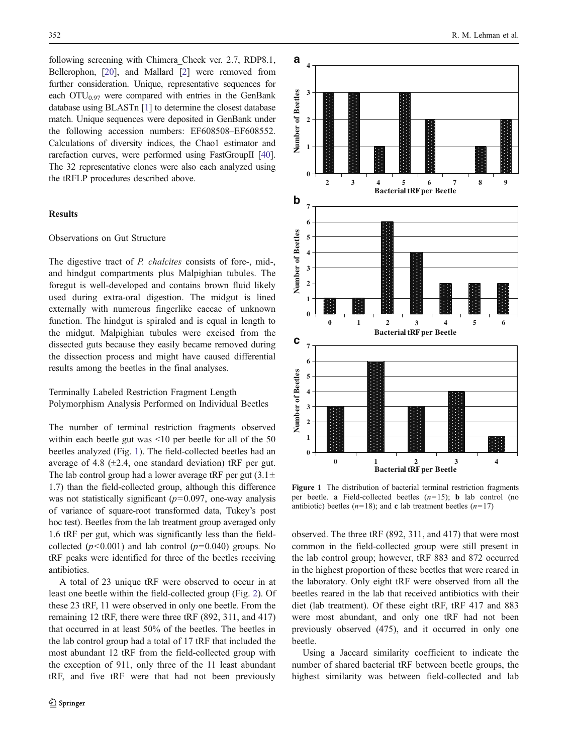following screening with Chimera_Check ver. 2.7, RDP8.1, Bellerophon, [20], and Mallard [2] were removed from further consideration. Unique, representative sequences for each $OTU_{0.97}$ were compared with entries in the GenBank database using BLASTn [1] to determine the closest database match. Unique sequences were deposited in GenBank under the following accession numbers: EF608508–EF608552. Calculations of diversity indices, the Chao1 estimator and rarefaction curves, were performed using FastGroupII [40]. The 32 representative clones were also each analyzed using the tRFLP procedures described above.

## Results

### Observations on Gut Structure

The digestive tract of *P. chalcites* consists of fore-, mid-, and hindgut compartments plus Malpighian tubules. The foregut is well-developed and contains brown fluid likely used during extra-oral digestion. The midgut is lined externally with numerous fingerlike caecae of unknown function. The hindgut is spiraled and is equal in length to the midgut. Malpighian tubules were excised from the dissected guts because they easily became removed during the dissection process and might have caused differential results among the beetles in the final analyses.

### Terminally Labeled Restriction Fragment Length Polymorphism Analysis Performed on Individual Beetles

The number of terminal restriction fragments observed within each beetle gut was <10 per beetle for all of the 50 beetles analyzed (Fig. 1). The field-collected beetles had an average of 4.8 (±2.4, one standard deviation) tRF per gut. The lab control group had a lower average tRF per gut (3.1± 1.7) than the field-collected group, although this difference was not statistically significant ($p$=0.097, one-way analysis of variance of square-root transformed data, Tukey's post hoc test). Beetles from the lab treatment group averaged only 1.6 tRF per gut, which was significantly less than the field-collected ($p$<0.001) and lab control ($p$=0.040) groups. No tRF peaks were identified for three of the beetles receiving antibiotics.

A total of 23 unique tRF were observed to occur in at least one beetle within the field-collected group (Fig. 2). Of these 23 tRF, 11 were observed in only one beetle. From the remaining 12 tRF, there were three tRF (892, 311, and 417) that occurred in at least 50% of the beetles. The beetles in the lab control group had a total of 17 tRF that included the most abundant 12 tRF from the field-collected group with the exception of 911, only three of the 11 least abundant tRF, and five tRF were that had not been previously observed. The three tRF (892, 311, and 417) that were most common in the field-collected group were still present in the lab control group; however, tRF 883 and 872 occurred in the highest proportion of these beetles that were reared in the laboratory. Only eight tRF were observed from all the beetles reared in the lab that received antibiotics with their diet (lab treatment). Of these eight tRF, tRF 417 and 883 were most abundant, and only one tRF had not been previously observed (475), and it occurred in only one beetle.

Using a Jaccard similarity coefficient to indicate the number of shared bacterial tRF between beetle groups, the highest similarity was between field-collected and lab

**Figure 1** The distribution of bacterial terminal restriction fragments per beetle. **a** Field-collected beetles ($n$=15); **b** lab control (no antibiotic) beetles ($n$=18); and **c** lab treatment beetles ($n$=17)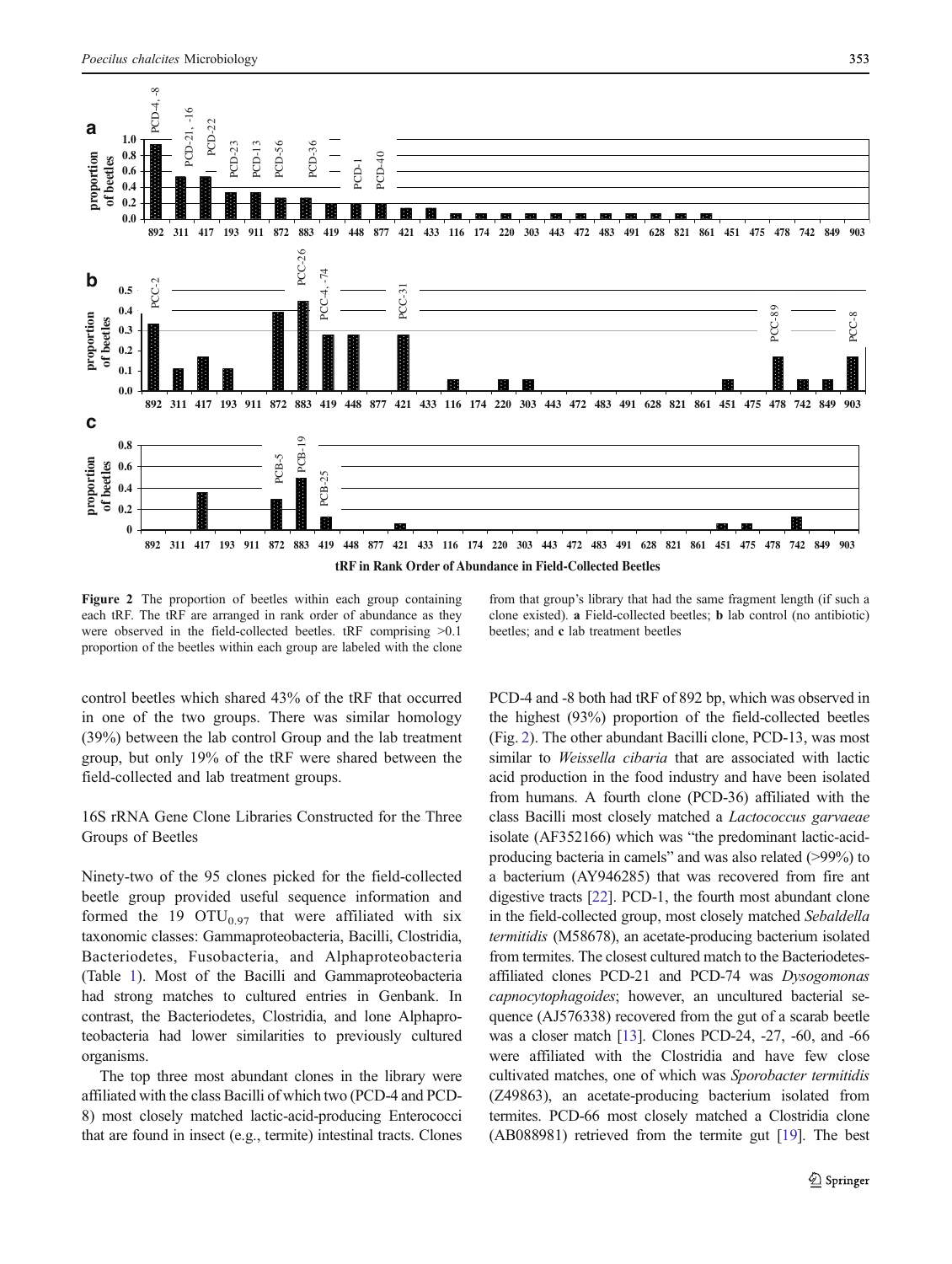**Figure 2** The proportion of beetles within each group containing each tRF. The tRF are arranged in rank order of abundance as they were observed in the field-collected beetles. tRF comprising >0.1 proportion of the beetles within each group are labeled with the clone from that group's library that had the same fragment length (if such a clone existed). **a** Field-collected beetles; **b** lab control (no antibiotic) beetles; and **c** lab treatment beetles

control beetles which shared 43% of the tRF that occurred in one of the two groups. There was similar homology (39%) between the lab control Group and the lab treatment group, but only 19% of the tRF were shared between the field-collected and lab treatment groups.

## 16S rRNA Gene Clone Libraries Constructed for the Three Groups of Beetles

Ninety-two of the 95 clones picked for the field-collected beetle group provided useful sequence information and formed the 19 $OTU_{0.97}$ that were affiliated with six taxonomic classes: Gammaproteobacteria, Bacilli, Clostridia, Bacteriodetes, Fusobacteria, and Alphaproteobacteria (Table 1). Most of the Bacilli and Gammaproteobacteria had strong matches to cultured entries in Genbank. In contrast, the Bacteriodetes, Clostridia, and lone Alphaproteobacteria had lower similarities to previously cultured organisms.

The top three most abundant clones in the library were affiliated with the class Bacilli of which two (PCD-4 and PCD-8) most closely matched lactic-acid-producing Enterococci that are found in insect (e.g., termite) intestinal tracts. Clones PCD-4 and -8 both had tRF of 892 bp, which was observed in the highest (93%) proportion of the field-collected beetles (Fig. 2). The other abundant Bacilli clone, PCD-13, was most similar to *Weissella cibaria* that are associated with lactic acid production in the food industry and have been isolated from humans. A fourth clone (PCD-36) affiliated with the class Bacilli most closely matched a *Lactococcus garvaeae* isolate (AF352166) which was "the predominant lactic-acid-producing bacteria in camels" and was also related (>99%) to a bacterium (AY946285) that was recovered from fire ant digestive tracts [22]. PCD-1, the fourth most abundant clone in the field-collected group, most closely matched *Sebaldella termitidis* (M58678), an acetate-producing bacterium isolated from termites. The closest cultured match to the Bacteriodetes-affiliated clones PCD-21 and PCD-74 was *Dysogomonas capnocytophagoides*; however, an uncultured bacterial sequence (AJ576338) recovered from the gut of a scarab beetle was a closer match [13]. Clones PCD-24, -27, -60, and -66 were affiliated with the Clostridia and have few close cultivated matches, one of which was *Sporobacter termitidis* (Z49863), an acetate-producing bacterium isolated from termites. PCD-66 most closely matched a Clostridia clone (AB088981) retrieved from the termite gut [19]. The best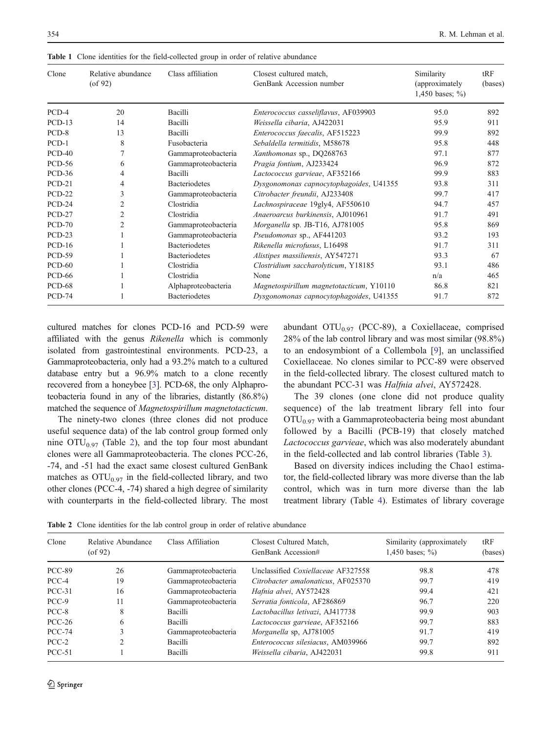**Table 1** Clone identities for the field-collected group in order of relative abundance

| Clone | Relative abundance (of 92) | Class affiliation | Closest cultured match, GenBank Accession number | Similarity (approximately 1,450 bases; %) | tRF (bases) |
|---|---|---|---|---|---|
| PCD-4 | 20 | Bacilli | *Enterococcus casseliflavus*, AF039903 | 95.0 | 892 |
| PCD-13 | 14 | Bacilli | *Weissella cibaria*, AJ422031 | 95.9 | 911 |
| PCD-8 | 13 | Bacilli | *Enterococcus faecalis*, AF515223 | 99.9 | 892 |
| PCD-1 | 8 | Fusobacteria | *Sebaldella termitidis*, M58678 | 95.8 | 448 |
| PCD-40 | 7 | Gammaproteobacteria | *Xanthomonas* sp., DQ268763 | 97.1 | 877 |
| PCD-56 | 6 | Gammaproteobacteria | *Pragia fontium*, AJ233424 | 96.9 | 872 |
| PCD-36 | 4 | Bacilli | *Lactococcus garvieae*, AF352166 | 99.9 | 883 |
| PCD-21 | 4 | Bacteriodetes | *Dysgonomonas capnocytophagoides*, U41355 | 93.8 | 311 |
| PCD-22 | 3 | Gammaproteobacteria | *Citrobacter freundii*, AJ233408 | 99.7 | 417 |
| PCD-24 | 2 | Clostridia | *Lachnospiraceae* 19gly4, AF550610 | 94.7 | 457 |
| PCD-27 | 2 | Clostridia | *Anaeroarcus burkinensis*, AJ010961 | 91.7 | 491 |
| PCD-70 | 2 | Gammaproteobacteria | *Morganella* sp. JB-T16, AJ781005 | 95.8 | 869 |
| PCD-23 | 1 | Gammaproteobacteria | *Pseudomonas* sp., AF441203 | 93.2 | 193 |
| PCD-16 | 1 | Bacteriodetes | *Rikenella microfusus*, L16498 | 91.7 | 311 |
| PCD-59 | 1 | Bacteriodetes | *Alistipes massiliensis*, AY547271 | 93.3 | 67 |
| PCD-60 | 1 | Clostridia | *Clostridium saccharolyticum*, Y18185 | 93.1 | 486 |
| PCD-66 | 1 | Clostridia | None | n/a | 465 |
| PCD-68 | 1 | Alphaproteobacteria | *Magnetospirillum magnetotacticum*, Y10110 | 86.8 | 821 |
| PCD-74 | 1 | Bacteriodetes | *Dysgonomonas capnocytophagoides*, U41355 | 91.7 | 872 |

cultured matches for clones PCD-16 and PCD-59 were affiliated with the genus *Rikenella* which is commonly isolated from gastrointestinal environments. PCD-23, a Gammaproteobacteria, only had a 93.2% match to a cultured database entry but a 96.9% match to a clone recently recovered from a honeybee [3]. PCD-68, the only Alphaproteobacteria found in any of the libraries, distantly (86.8%) matched the sequence of *Magnetospirillum magnetotacticum*.

The ninety-two clones (three clones did not produce useful sequence data) of the lab control group formed only nine $OTU_{0.97}$ (Table 2), and the top four most abundant clones were all Gammaproteobacteria. The clones PCC-26, -74, and -51 had the exact same closest cultured GenBank matches as $OTU_{0.97}$ in the field-collected library, and two other clones (PCC-4, -74) shared a high degree of similarity with counterparts in the field-collected library. The most abundant $OTU_{0.97}$ (PCC-89), a Coxiellaceae, comprised 28% of the lab control library and was most similar (98.8%) to an endosymbiont of a Collembola [9], an unclassified Coxiellaceae. No clones similar to PCC-89 were observed in the field-collected library. The closest cultured match to the abundant PCC-31 was *Halfnia alvei*, AY572428.

The 39 clones (one clone did not produce quality sequence) of the lab treatment library fell into four $OTU_{0.97}$ with a Gammaproteobacteria being most abundant followed by a Bacilli (PCB-19) that closely matched *Lactococcus garvieae*, which was also moderately abundant in the field-collected and lab control libraries (Table 3).

Based on diversity indices including the Chao1 estimator, the field-collected library was more diverse than the lab control, which was in turn more diverse than the lab treatment library (Table 4). Estimates of library coverage

**Table 2** Clone identities for the lab control group in order of relative abundance

| Clone | Relative Abundance (of 92) | Class Affiliation | Closest Cultured Match, GenBank Accession# | Similarity (approximately 1,450 bases; %) | tRF (bases) |
|---|---|---|---|---|---|
| PCC-89 | 26 | Gammaproteobacteria | Unclassified *Coxiellaceae* AF327558 | 98.8 | 478 |
| PCC-4 | 19 | Gammaproteobacteria | *Citrobacter amalonaticus*, AF025370 | 99.7 | 419 |
| PCC-31 | 16 | Gammaproteobacteria | *Hafnia alvei*, AY572428 | 99.4 | 421 |
| PCC-9 | 11 | Gammaproteobacteria | *Serratia fonticola*, AF286869 | 96.7 | 220 |
| PCC-8 | 8 | Bacilli | *Lactobacillus letivazi*, AJ417738 | 99.9 | 903 |
| PCC-26 | 6 | Bacilli | *Lactococcus garvieae*, AF352166 | 99.7 | 883 |
| PCC-74 | 3 | Gammaproteobacteria | *Morganella* sp, AJ781005 | 91.7 | 419 |
| PCC-2 | 2 | Bacilli | *Enterococcus silesiacus*, AM039966 | 99.7 | 892 |
| PCC-51 | 1 | Bacilli | *Weissella cibaria*, AJ422031 | 99.8 | 911 |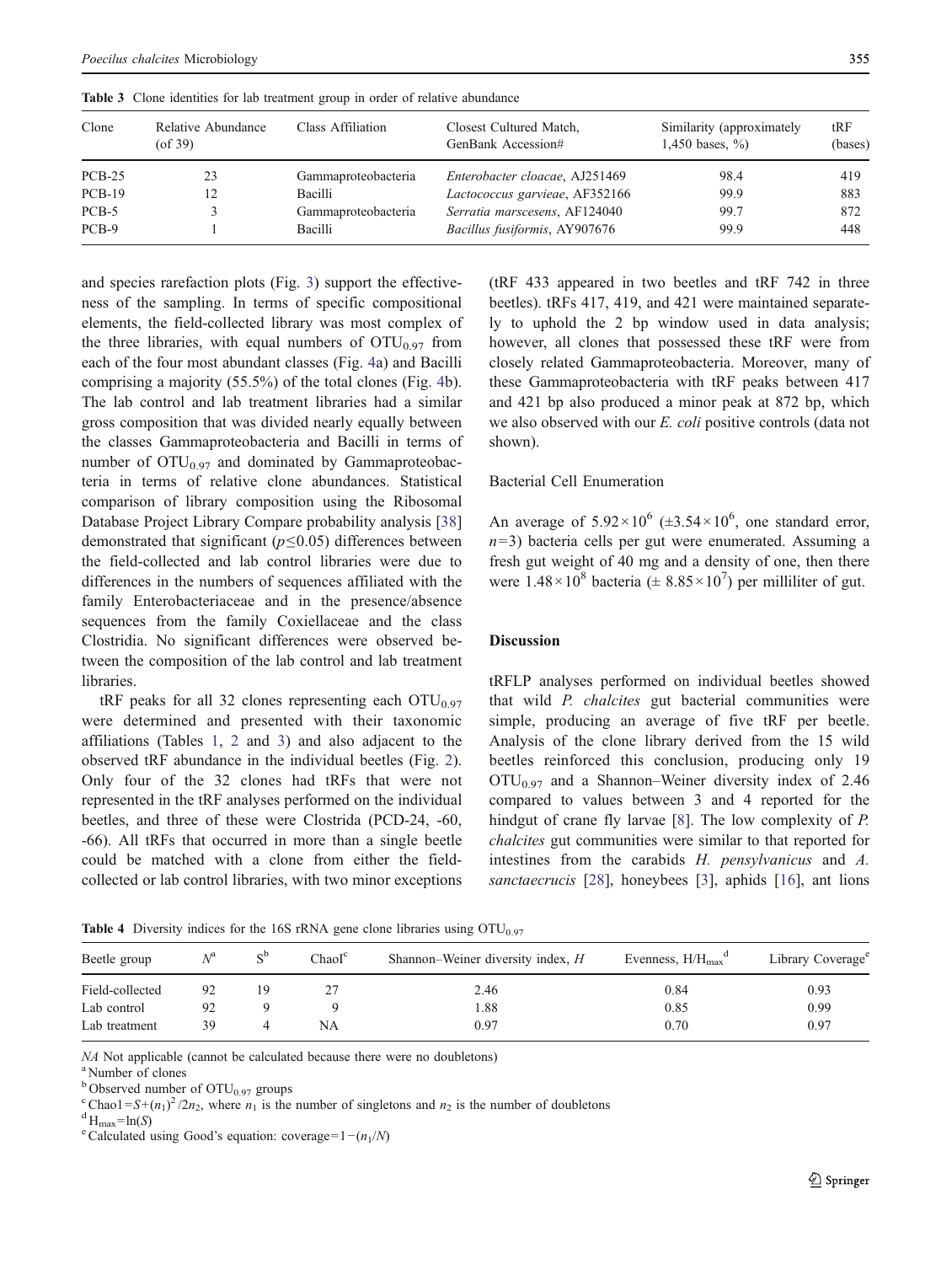**Table 3** Clone identities for lab treatment group in order of relative abundance

| Clone | Relative Abundance (of 39) | Class Affiliation | Closest Cultured Match, GenBank Accession# | Similarity (approximately 1,450 bases, %) | tRF (bases) |
|---|---|---|---|---|---|
| PCB-25 | 23 | Gammaproteobacteria | *Enterobacter cloacae*, AJ251469 | 98.4 | 419 |
| PCB-19 | 12 | Bacilli | *Lactococcus garvieae*, AF352166 | 99.9 | 883 |
| PCB-5 | 3 | Gammaproteobacteria | *Serratia marscesens*, AF124040 | 99.7 | 872 |
| PCB-9 | 1 | Bacilli | *Bacillus fusiformis*, AY907676 | 99.9 | 448 |

and species rarefaction plots (Fig. 3) support the effectiveness of the sampling. In terms of specific compositional elements, the field-collected library was most complex of the three libraries, with equal numbers of $OTU_{0.97}$ from each of the four most abundant classes (Fig. 4a) and Bacilli comprising a majority (55.5%) of the total clones (Fig. 4b). The lab control and lab treatment libraries had a similar gross composition that was divided nearly equally between the classes Gammaproteobacteria and Bacilli in terms of number of $OTU_{0.97}$ and dominated by Gammaproteobacteria in terms of relative clone abundances. Statistical comparison of library composition using the Ribosomal Database Project Library Compare probability analysis [38] demonstrated that significant ($p \leq 0.05$) differences between the field-collected and lab control libraries were due to differences in the numbers of sequences affiliated with the family Enterobacteriaceae and in the presence/absence sequences from the family Coxiellaceae and the class Clostridia. No significant differences were observed between the composition of the lab control and lab treatment libraries.

tRF peaks for all 32 clones representing each $OTU_{0.97}$ were determined and presented with their taxonomic affiliations (Tables 1, 2 and 3) and also adjacent to the observed tRF abundance in the individual beetles (Fig. 2). Only four of the 32 clones had tRFs that were not represented in the tRF analyses performed on the individual beetles, and three of these were Clostrida (PCD-24, -60, -66). All tRFs that occurred in more than a single beetle could be matched with a clone from either the field-collected or lab control libraries, with two minor exceptions (tRF 433 appeared in two beetles and tRF 742 in three beetles). tRFs 417, 419, and 421 were maintained separately to uphold the 2 bp window used in data analysis; however, all clones that possessed these tRF were from closely related Gammaproteobacteria. Moreover, many of these Gammaproteobacteria with tRF peaks between 417 and 421 bp also produced a minor peak at 872 bp, which we also observed with our *E. coli* positive controls (data not shown).

### Bacterial Cell Enumeration

An average of $5.92 \times 10^6$ ($\pm 3.54 \times 10^6$, one standard error, $n=3$) bacteria cells per gut were enumerated. Assuming a fresh gut weight of 40 mg and a density of one, then there were $1.48 \times 10^8$ bacteria ($\pm$ $8.85 \times 10^7$) per milliliter of gut.

## Discussion

tRFLP analyses performed on individual beetles showed that wild *P. chalcites* gut bacterial communities were simple, producing an average of five tRF per beetle. Analysis of the clone library derived from the 15 wild beetles reinforced this conclusion, producing only 19 $OTU_{0.97}$ and a Shannon–Weiner diversity index of 2.46 compared to values between 3 and 4 reported for the hindgut of crane fly larvae [8]. The low complexity of *P. chalcites* gut communities were similar to that reported for intestines from the carabids *H. pensylvanicus* and *A. sanctaecrucis* [28], honeybees [3], aphids [16], ant lions

**Table 4** Diversity indices for the 16S rRNA gene clone libraries using $OTU_{0.97}$

| Beetle group | $N$[a] | S[b] | Chao1[c] | Shannon–Weiner diversity index, $H$ | Evenness, $H/H_{max}$[d] | Library Coverage[e] |
|---|---|---|---|---|---|---|
| Field-collected | 92 | 19 | 27 | 2.46 | 0.84 | 0.93 |
| Lab control | 92 | 9 | 9 | 1.88 | 0.85 | 0.99 |
| Lab treatment | 39 | 4 | NA | 0.97 | 0.70 | 0.97 |

*NA* Not applicable (cannot be calculated because there were no doubletons)

[a] Number of clones

[b] Observed number of $OTU_{0.97}$ groups

[c] $\text{Chao1} = S + (n_1)^2/2n_2$, where $n_1$ is the number of singletons and $n_2$ is the number of doubletons

[d] $H_{max} = \ln(S)$

[e] Calculated using Good's equation: $\text{coverage} = 1 - (n_1/N)$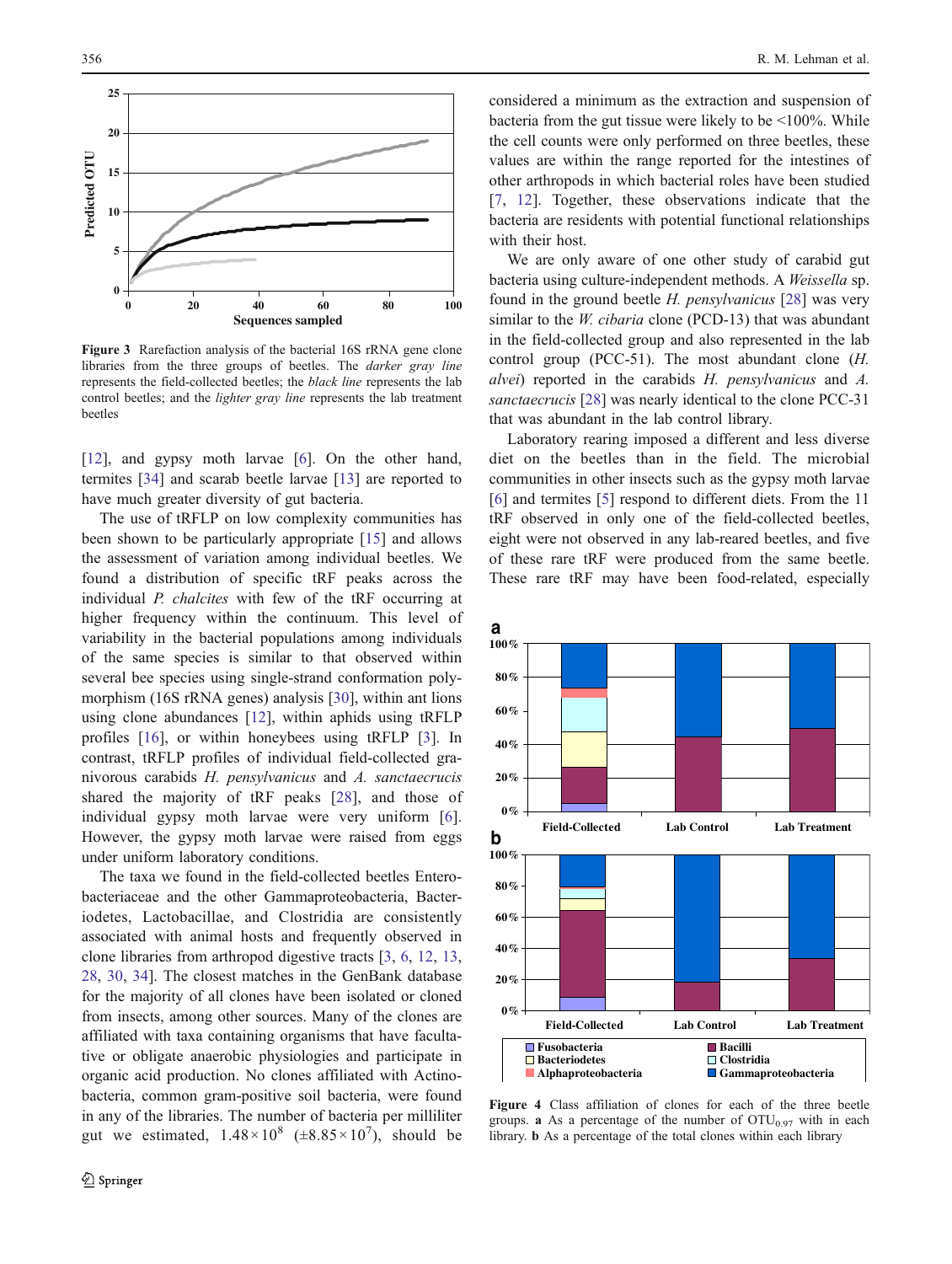**Figure 3** Rarefaction analysis of the bacterial 16S rRNA gene clone libraries from the three groups of beetles. The *darker gray line* represents the field-collected beetles; the *black line* represents the lab control beetles; and the *lighter gray line* represents the lab treatment beetles

[12], and gypsy moth larvae [6]. On the other hand, termites [34] and scarab beetle larvae [13] are reported to have much greater diversity of gut bacteria.

The use of tRFLP on low complexity communities has been shown to be particularly appropriate [15] and allows the assessment of variation among individual beetles. We found a distribution of specific tRF peaks across the individual *P. chalcites* with few of the tRF occurring at higher frequency within the continuum. This level of variability in the bacterial populations among individuals of the same species is similar to that observed within several bee species using single-strand conformation polymorphism (16S rRNA genes) analysis [30], within ant lions using clone abundances [12], within aphids using tRFLP profiles [16], or within honeybees using tRFLP [3]. In contrast, tRFLP profiles of individual field-collected granivorous carabids *H. pensylvanicus* and *A. sanctaecrucis* shared the majority of tRF peaks [28], and those of individual gypsy moth larvae were very uniform [6]. However, the gypsy moth larvae were raised from eggs under uniform laboratory conditions.

The taxa we found in the field-collected beetles Enterobacteriaceae and the other Gammaproteobacteria, Bacteriodetes, Lactobacillae, and Clostridia are consistently associated with animal hosts and frequently observed in clone libraries from arthropod digestive tracts [3, 6, 12, 13, 28, 30, 34]. The closest matches in the GenBank database for the majority of all clones have been isolated or cloned from insects, among other sources. Many of the clones are affiliated with taxa containing organisms that have facultative or obligate anaerobic physiologies and participate in organic acid production. No clones affiliated with Actinobacteria, common gram-positive soil bacteria, were found in any of the libraries. The number of bacteria per milliliter gut we estimated, $1.48 \times 10^8$ ($\pm 8.85 \times 10^7$), should be considered a minimum as the extraction and suspension of bacteria from the gut tissue were likely to be <100%. While the cell counts were only performed on three beetles, these values are within the range reported for the intestines of other arthropods in which bacterial roles have been studied [7, 12]. Together, these observations indicate that the bacteria are residents with potential functional relationships with their host.

We are only aware of one other study of carabid gut bacteria using culture-independent methods. A *Weissella* sp. found in the ground beetle *H. pensylvanicus* [28] was very similar to the *W. cibaria* clone (PCD-13) that was abundant in the field-collected group and also represented in the lab control group (PCC-51). The most abundant clone (*H. alvei*) reported in the carabids *H. pensylvanicus* and *A. sanctaecrucis* [28] was nearly identical to the clone PCC-31 that was abundant in the lab control library.

Laboratory rearing imposed a different and less diverse diet on the beetles than in the field. The microbial communities in other insects such as the gypsy moth larvae [6] and termites [5] respond to different diets. From the 11 tRF observed in only one of the field-collected beetles, eight were not observed in any lab-reared beetles, and five of these rare tRF were produced from the same beetle. These rare tRF may have been food-related, especially

**Figure 4** Class affiliation of clones for each of the three beetle groups. **a** As a percentage of the number of $OTU_{0.97}$ with in each library. **b** As a percentage of the total clones within each library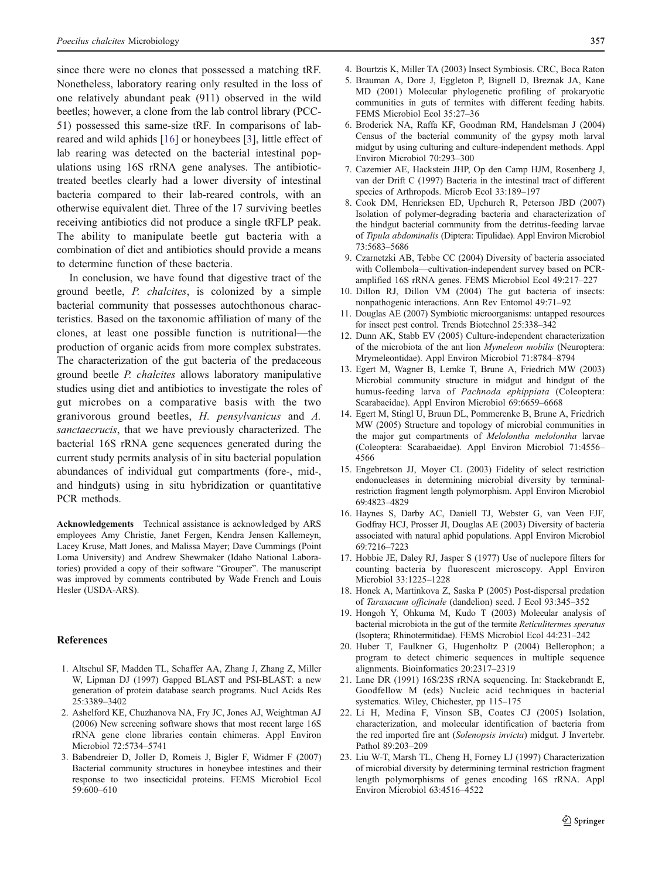since there were no clones that possessed a matching tRF. Nonetheless, laboratory rearing only resulted in the loss of one relatively abundant peak (911) observed in the wild beetles; however, a clone from the lab control library (PCC-51) possessed this same-size tRF. In comparisons of lab-reared and wild aphids [16] or honeybees [3], little effect of lab rearing was detected on the bacterial intestinal populations using 16S rRNA gene analyses. The antibiotic-treated beetles clearly had a lower diversity of intestinal bacteria compared to their lab-reared controls, with an otherwise equivalent diet. Three of the 17 surviving beetles receiving antibiotics did not produce a single tRFLP peak. The ability to manipulate beetle gut bacteria with a combination of diet and antibiotics should provide a means to determine function of these bacteria.

In conclusion, we have found that digestive tract of the ground beetle, *P. chalcites*, is colonized by a simple bacterial community that possesses autochthonous characteristics. Based on the taxonomic affiliation of many of the clones, at least one possible function is nutritional—the production of organic acids from more complex substrates. The characterization of the gut bacteria of the predaceous ground beetle *P. chalcites* allows laboratory manipulative studies using diet and antibiotics to investigate the roles of gut microbes on a comparative basis with the two granivorous ground beetles, *H. pensylvanicus* and *A. sanctaecrucis*, that we have previously characterized. The bacterial 16S rRNA gene sequences generated during the current study permits analysis of in situ bacterial population abundances of individual gut compartments (fore-, mid-, and hindguts) using in situ hybridization or quantitative PCR methods.

**Acknowledgements** Technical assistance is acknowledged by ARS employees Amy Christie, Janet Fergen, Kendra Jensen Kallemeyn, Lacey Kruse, Matt Jones, and Malissa Mayer; Dave Cummings (Point Loma University) and Andrew Shewmaker (Idaho National Laboratories) provided a copy of their software "Grouper". The manuscript was improved by comments contributed by Wade French and Louis Hesler (USDA-ARS).

## References

1. Altschul SF, Madden TL, Schaffer AA, Zhang J, Zhang Z, Miller W, Lipman DJ (1997) Gapped BLAST and PSI-BLAST: a new generation of protein database search programs. Nucl Acids Res 25:3389–3402
2. Ashelford KE, Chuzhanova NA, Fry JC, Jones AJ, Weightman AJ (2006) New screening software shows that most recent large 16S rRNA gene clone libraries contain chimeras. Appl Environ Microbiol 72:5734–5741
3. Babendreier D, Joller D, Romeis J, Bigler F, Widmer F (2007) Bacterial community structures in honeybee intestines and their response to two insecticidal proteins. FEMS Microbiol Ecol 59:600–610
4. Bourtzis K, Miller TA (2003) Insect Symbiosis. CRC, Boca Raton
5. Brauman A, Dore J, Eggleton P, Bignell D, Breznak JA, Kane MD (2001) Molecular phylogenetic profiling of prokaryotic communities in guts of termites with different feeding habits. FEMS Microbiol Ecol 35:27–36
6. Broderick NA, Raffa KF, Goodman RM, Handelsman J (2004) Census of the bacterial community of the gypsy moth larval midgut by using culturing and culture-independent methods. Appl Environ Microbiol 70:293–300
7. Cazemier AE, Hackstein JHP, Op den Camp HJM, Rosenberg J, van der Drift C (1997) Bacteria in the intestinal tract of different species of Arthropods. Microb Ecol 33:189–197
8. Cook DM, Henricksen ED, Upchurch R, Peterson JBD (2007) Isolation of polymer-degrading bacteria and characterization of the hindgut bacterial community from the detritus-feeding larvae of *Tipula abdominalis* (Diptera: Tipulidae). Appl Environ Microbiol 73:5683–5686
9. Czarnetzki AB, Tebbe CC (2004) Diversity of bacteria associated with Collembola—cultivation-independent survey based on PCR-amplified 16S rRNA genes. FEMS Microbiol Ecol 49:217–227
10. Dillon RJ, Dillon VM (2004) The gut bacteria of insects: nonpathogenic interactions. Ann Rev Entomol 49:71–92
11. Douglas AE (2007) Symbiotic microorganisms: untapped resources for insect pest control. Trends Biotechnol 25:338–342
12. Dunn AK, Stabb EV (2005) Culture-independent characterization of the microbiota of the ant lion *Mymeleon mobilis* (Neuroptera: Mrymeleontidae). Appl Environ Microbiol 71:8784–8794
13. Egert M, Wagner B, Lemke T, Brune A, Friedrich MW (2003) Microbial community structure in midgut and hindgut of the humus-feeding larva of *Pachnoda ephippiata* (Coleoptera: Scarabaeidae). Appl Environ Microbiol 69:6659–6668
14. Egert M, Stingl U, Bruun DL, Pommerenke B, Brune A, Friedrich MW (2005) Structure and topology of microbial communities in the major gut compartments of *Melolontha melolontha* larvae (Coleoptera: Scarabaeidae). Appl Environ Microbiol 71:4556–4566
15. Engebretson JJ, Moyer CL (2003) Fidelity of select restriction endonucleases in determining microbial diversity by terminal-restriction fragment length polymorphism. Appl Environ Microbiol 69:4823–4829
16. Haynes S, Darby AC, Daniell TJ, Webster G, van Veen FJF, Godfray HCJ, Prosser JI, Douglas AE (2003) Diversity of bacteria associated with natural aphid populations. Appl Environ Microbiol 69:7216–7223
17. Hobbie JE, Daley RJ, Jasper S (1977) Use of nuclepore filters for counting bacteria by fluorescent microscopy. Appl Environ Microbiol 33:1225–1228
18. Honek A, Martinkova Z, Saska P (2005) Post-dispersal predation of *Taraxacum officinale* (dandelion) seed. J Ecol 93:345–352
19. Hongoh Y, Ohkuma M, Kudo T (2003) Molecular analysis of bacterial microbiota in the gut of the termite *Reticulitermes speratus* (Isoptera; Rhinotermitidae). FEMS Microbiol Ecol 44:231–242
20. Huber T, Faulkner G, Hugenholtz P (2004) Bellerophon; a program to detect chimeric sequences in multiple sequence alignments. Bioinformatics 20:2317–2319
21. Lane DR (1991) 16S/23S rRNA sequencing. In: Stackebrandt E, Goodfellow M (eds) Nucleic acid techniques in bacterial systematics. Wiley, Chichester, pp 115–175
22. Li H, Medina F, Vinson SB, Coates CJ (2005) Isolation, characterization, and molecular identification of bacteria from the red imported fire ant (*Solenopsis invicta*) midgut. J Invertebr. Pathol 89:203–209
23. Liu W-T, Marsh TL, Cheng H, Forney LJ (1997) Characterization of microbial diversity by determining terminal restriction fragment length polymorphisms of genes encoding 16S rRNA. Appl Environ Microbiol 63:4516–4522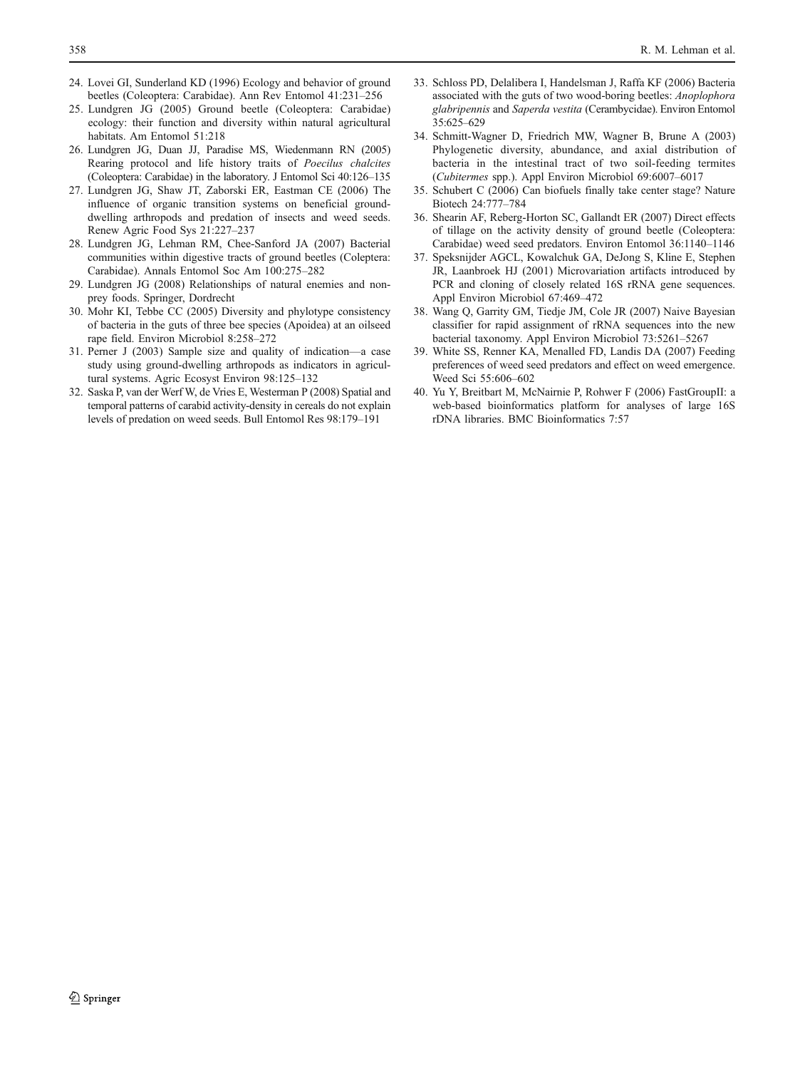24. Lovei GI, Sunderland KD (1996) Ecology and behavior of ground beetles (Coleoptera: Carabidae). Ann Rev Entomol 41:231–256
25. Lundgren JG (2005) Ground beetle (Coleoptera: Carabidae) ecology: their function and diversity within natural agricultural habitats. Am Entomol 51:218
26. Lundgren JG, Duan JJ, Paradise MS, Wiedenmann RN (2005) Rearing protocol and life history traits of *Poecilus chalcites* (Coleoptera: Carabidae) in the laboratory. J Entomol Sci 40:126–135
27. Lundgren JG, Shaw JT, Zaborski ER, Eastman CE (2006) The influence of organic transition systems on beneficial ground-dwelling arthropods and predation of insects and weed seeds. Renew Agric Food Sys 21:227–237
28. Lundgren JG, Lehman RM, Chee-Sanford JA (2007) Bacterial communities within digestive tracts of ground beetles (Coleptera: Carabidae). Annals Entomol Soc Am 100:275–282
29. Lundgren JG (2008) Relationships of natural enemies and non-prey foods. Springer, Dordrecht
30. Mohr KI, Tebbe CC (2005) Diversity and phylotype consistency of bacteria in the guts of three bee species (Apoidea) at an oilseed rape field. Environ Microbiol 8:258–272
31. Perner J (2003) Sample size and quality of indication—a case study using ground-dwelling arthropods as indicators in agricultural systems. Agric Ecosyst Environ 98:125–132
32. Saska P, van der Werf W, de Vries E, Westerman P (2008) Spatial and temporal patterns of carabid activity-density in cereals do not explain levels of predation on weed seeds. Bull Entomol Res 98:179–191
33. Schloss PD, Delalibera I, Handelsman J, Raffa KF (2006) Bacteria associated with the guts of two wood-boring beetles: *Anoplophora glabripennis* and *Saperda vestita* (Cerambycidae). Environ Entomol 35:625–629
34. Schmitt-Wagner D, Friedrich MW, Wagner B, Brune A (2003) Phylogenetic diversity, abundance, and axial distribution of bacteria in the intestinal tract of two soil-feeding termites (*Cubitermes* spp.). Appl Environ Microbiol 69:6007–6017
35. Schubert C (2006) Can biofuels finally take center stage? Nature Biotech 24:777–784
36. Shearin AF, Reberg-Horton SC, Gallandt ER (2007) Direct effects of tillage on the activity density of ground beetle (Coleoptera: Carabidae) weed seed predators. Environ Entomol 36:1140–1146
37. Speksnijder AGCL, Kowalchuk GA, DeJong S, Kline E, Stephen JR, Laanbroek HJ (2001) Microvariation artifacts introduced by PCR and cloning of closely related 16S rRNA gene sequences. Appl Environ Microbiol 67:469–472
38. Wang Q, Garrity GM, Tiedje JM, Cole JR (2007) Naive Bayesian classifier for rapid assignment of rRNA sequences into the new bacterial taxonomy. Appl Environ Microbiol 73:5261–5267
39. White SS, Renner KA, Menalled FD, Landis DA (2007) Feeding preferences of weed seed predators and effect on weed emergence. Weed Sci 55:606–602
40. Yu Y, Breitbart M, McNairnie P, Rohwer F (2006) FastGroupII: a web-based bioinformatics platform for analyses of large 16S rDNA libraries. BMC Bioinformatics 7:57